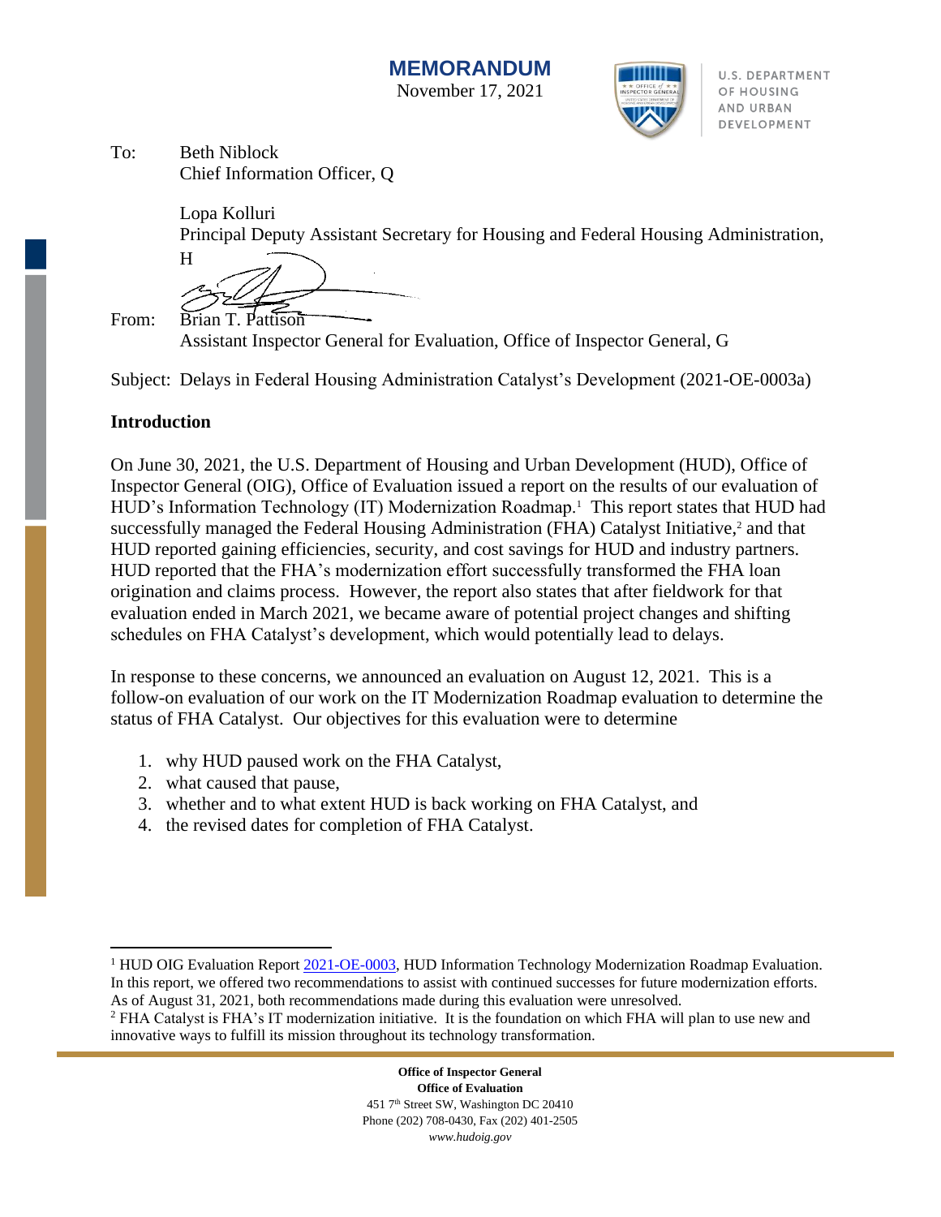# MEMORANDUM

November 17, 2021

U.S. DEPARTMENT OF HOUSING AND URBAN DEVELOPMENT

To: Beth Niblock
Chief Information Officer, Q

Lopa Kolluri
Principal Deputy Assistant Secretary for Housing and Federal Housing Administration, H

From: Brian T. Pattison
Assistant Inspector General for Evaluation, Office of Inspector General, G

Subject: Delays in Federal Housing Administration Catalyst's Development (2021-OE-0003a)

**Introduction**

On June 30, 2021, the U.S. Department of Housing and Urban Development (HUD), Office of Inspector General (OIG), Office of Evaluation issued a report on the results of our evaluation of HUD's Information Technology (IT) Modernization Roadmap.[1] This report states that HUD had successfully managed the Federal Housing Administration (FHA) Catalyst Initiative,[2] and that HUD reported gaining efficiencies, security, and cost savings for HUD and industry partners. HUD reported that the FHA's modernization effort successfully transformed the FHA loan origination and claims process. However, the report also states that after fieldwork for that evaluation ended in March 2021, we became aware of potential project changes and shifting schedules on FHA Catalyst's development, which would potentially lead to delays.

In response to these concerns, we announced an evaluation on August 12, 2021. This is a follow-on evaluation of our work on the IT Modernization Roadmap evaluation to determine the status of FHA Catalyst. Our objectives for this evaluation were to determine

1. why HUD paused work on the FHA Catalyst,
2. what caused that pause,
3. whether and to what extent HUD is back working on FHA Catalyst, and
4. the revised dates for completion of FHA Catalyst.

---

[1] HUD OIG Evaluation Report 2021-OE-0003, HUD Information Technology Modernization Roadmap Evaluation. In this report, we offered two recommendations to assist with continued successes for future modernization efforts. As of August 31, 2021, both recommendations made during this evaluation were unresolved.

[2] FHA Catalyst is FHA's IT modernization initiative. It is the foundation on which FHA will plan to use new and innovative ways to fulfill its mission throughout its technology transformation.

**Office of Inspector General**
**Office of Evaluation**
451 7th Street SW, Washington DC 20410
Phone (202) 708-0430, Fax (202) 401-2505
*www.hudoig.gov*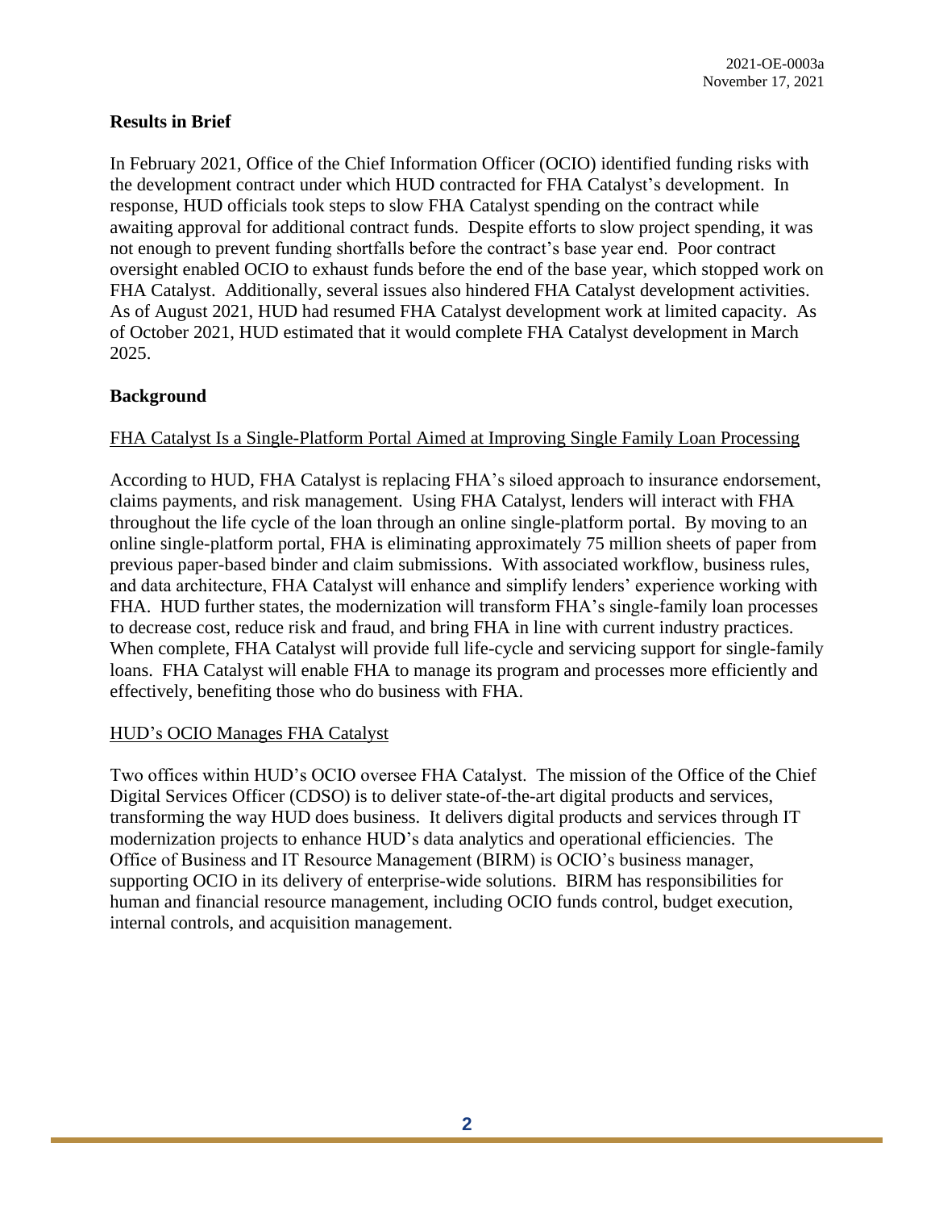## Results in Brief

In February 2021, Office of the Chief Information Officer (OCIO) identified funding risks with the development contract under which HUD contracted for FHA Catalyst's development. In response, HUD officials took steps to slow FHA Catalyst spending on the contract while awaiting approval for additional contract funds. Despite efforts to slow project spending, it was not enough to prevent funding shortfalls before the contract's base year end. Poor contract oversight enabled OCIO to exhaust funds before the end of the base year, which stopped work on FHA Catalyst. Additionally, several issues also hindered FHA Catalyst development activities. As of August 2021, HUD had resumed FHA Catalyst development work at limited capacity. As of October 2021, HUD estimated that it would complete FHA Catalyst development in March 2025.

## Background

### FHA Catalyst Is a Single-Platform Portal Aimed at Improving Single Family Loan Processing

According to HUD, FHA Catalyst is replacing FHA's siloed approach to insurance endorsement, claims payments, and risk management. Using FHA Catalyst, lenders will interact with FHA throughout the life cycle of the loan through an online single-platform portal. By moving to an online single-platform portal, FHA is eliminating approximately 75 million sheets of paper from previous paper-based binder and claim submissions. With associated workflow, business rules, and data architecture, FHA Catalyst will enhance and simplify lenders' experience working with FHA. HUD further states, the modernization will transform FHA's single-family loan processes to decrease cost, reduce risk and fraud, and bring FHA in line with current industry practices. When complete, FHA Catalyst will provide full life-cycle and servicing support for single-family loans. FHA Catalyst will enable FHA to manage its program and processes more efficiently and effectively, benefiting those who do business with FHA.

### HUD's OCIO Manages FHA Catalyst

Two offices within HUD's OCIO oversee FHA Catalyst. The mission of the Office of the Chief Digital Services Officer (CDSO) is to deliver state-of-the-art digital products and services, transforming the way HUD does business. It delivers digital products and services through IT modernization projects to enhance HUD's data analytics and operational efficiencies. The Office of Business and IT Resource Management (BIRM) is OCIO's business manager, supporting OCIO in its delivery of enterprise-wide solutions. BIRM has responsibilities for human and financial resource management, including OCIO funds control, budget execution, internal controls, and acquisition management.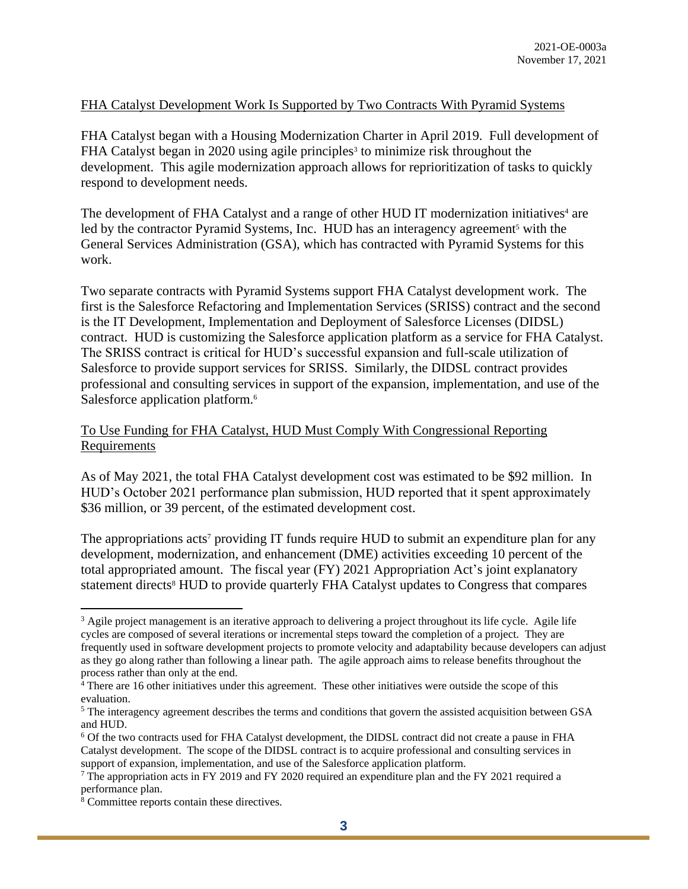FHA Catalyst Development Work Is Supported by Two Contracts With Pyramid Systems

FHA Catalyst began with a Housing Modernization Charter in April 2019. Full development of FHA Catalyst began in 2020 using agile principles[3] to minimize risk throughout the development. This agile modernization approach allows for reprioritization of tasks to quickly respond to development needs.

The development of FHA Catalyst and a range of other HUD IT modernization initiatives[4] are led by the contractor Pyramid Systems, Inc. HUD has an interagency agreement[5] with the General Services Administration (GSA), which has contracted with Pyramid Systems for this work.

Two separate contracts with Pyramid Systems support FHA Catalyst development work. The first is the Salesforce Refactoring and Implementation Services (SRISS) contract and the second is the IT Development, Implementation and Deployment of Salesforce Licenses (DIDSL) contract. HUD is customizing the Salesforce application platform as a service for FHA Catalyst. The SRISS contract is critical for HUD's successful expansion and full-scale utilization of Salesforce to provide support services for SRISS. Similarly, the DIDSL contract provides professional and consulting services in support of the expansion, implementation, and use of the Salesforce application platform.[6]

To Use Funding for FHA Catalyst, HUD Must Comply With Congressional Reporting Requirements

As of May 2021, the total FHA Catalyst development cost was estimated to be $92 million. In HUD's October 2021 performance plan submission, HUD reported that it spent approximately $36 million, or 39 percent, of the estimated development cost.

The appropriations acts[7] providing IT funds require HUD to submit an expenditure plan for any development, modernization, and enhancement (DME) activities exceeding 10 percent of the total appropriated amount. The fiscal year (FY) 2021 Appropriation Act's joint explanatory statement directs[8] HUD to provide quarterly FHA Catalyst updates to Congress that compares

---

[3] Agile project management is an iterative approach to delivering a project throughout its life cycle. Agile life cycles are composed of several iterations or incremental steps toward the completion of a project. They are frequently used in software development projects to promote velocity and adaptability because developers can adjust as they go along rather than following a linear path. The agile approach aims to release benefits throughout the process rather than only at the end.

[4] There are 16 other initiatives under this agreement. These other initiatives were outside the scope of this evaluation.

[5] The interagency agreement describes the terms and conditions that govern the assisted acquisition between GSA and HUD.

[6] Of the two contracts used for FHA Catalyst development, the DIDSL contract did not create a pause in FHA Catalyst development. The scope of the DIDSL contract is to acquire professional and consulting services in support of expansion, implementation, and use of the Salesforce application platform.

[7] The appropriation acts in FY 2019 and FY 2020 required an expenditure plan and the FY 2021 required a performance plan.

[8] Committee reports contain these directives.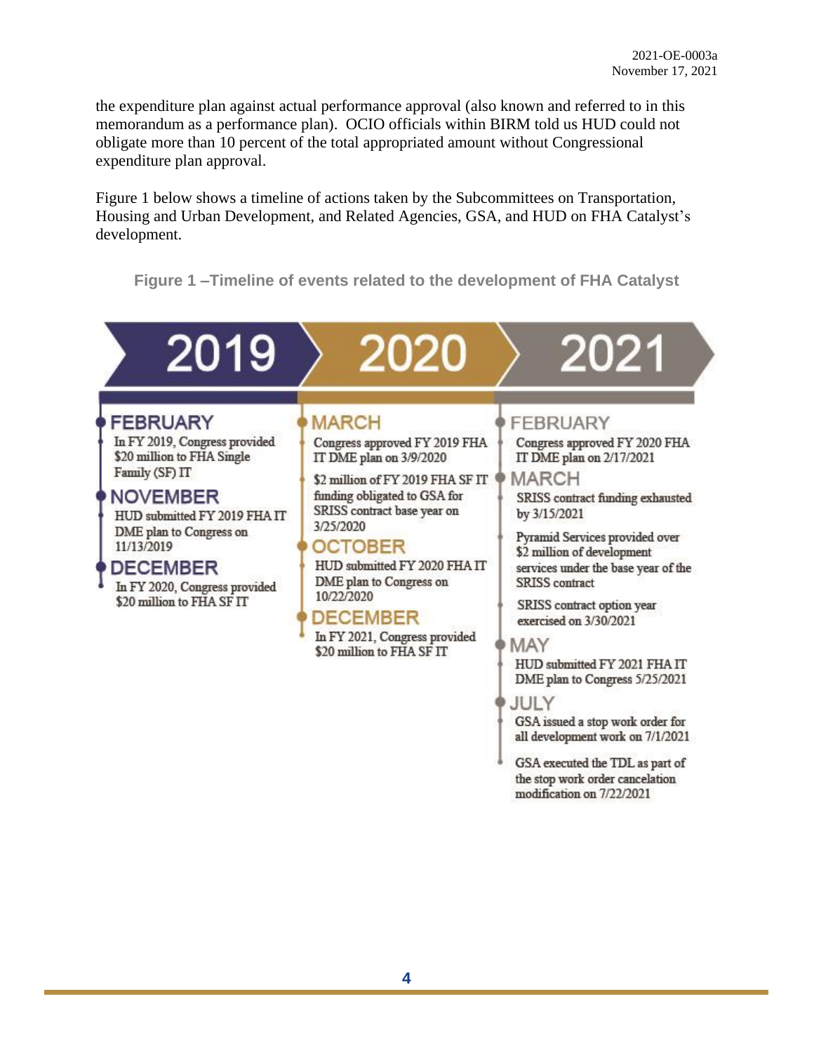the expenditure plan against actual performance approval (also known and referred to in this memorandum as a performance plan). OCIO officials within BIRM told us HUD could not obligate more than 10 percent of the total appropriated amount without Congressional expenditure plan approval.

Figure 1 below shows a timeline of actions taken by the Subcommittees on Transportation, Housing and Urban Development, and Related Agencies, GSA, and HUD on FHA Catalyst's development.

**Figure 1 –Timeline of events related to the development of FHA Catalyst**

### 2019

**FEBRUARY**

In FY 2019, Congress provided $20 million to FHA Single Family (SF) IT

**NOVEMBER**

HUD submitted FY 2019 FHA IT DME plan to Congress on 11/13/2019

**DECEMBER**

In FY 2020, Congress provided $20 million to FHA SF IT

### 2020

**MARCH**

Congress approved FY 2019 FHA IT DME plan on 3/9/2020

$2 million of FY 2019 FHA SF IT funding obligated to GSA for SRISS contract base year on 3/25/2020

**OCTOBER**

HUD submitted FY 2020 FHA IT DME plan to Congress on 10/22/2020

**DECEMBER**

In FY 2021, Congress provided $20 million to FHA SF IT

### 2021

**FEBRUARY**

Congress approved FY 2020 FHA IT DME plan on 2/17/2021

**MARCH**

SRISS contract funding exhausted by 3/15/2021

Pyramid Services provided over $2 million of development services under the base year of the SRISS contract

SRISS contract option year exercised on 3/30/2021

**MAY**

HUD submitted FY 2021 FHA IT DME plan to Congress 5/25/2021

**JULY**

GSA issued a stop work order for all development work on 7/1/2021

GSA executed the TDL as part of the stop work order cancelation modification on 7/22/2021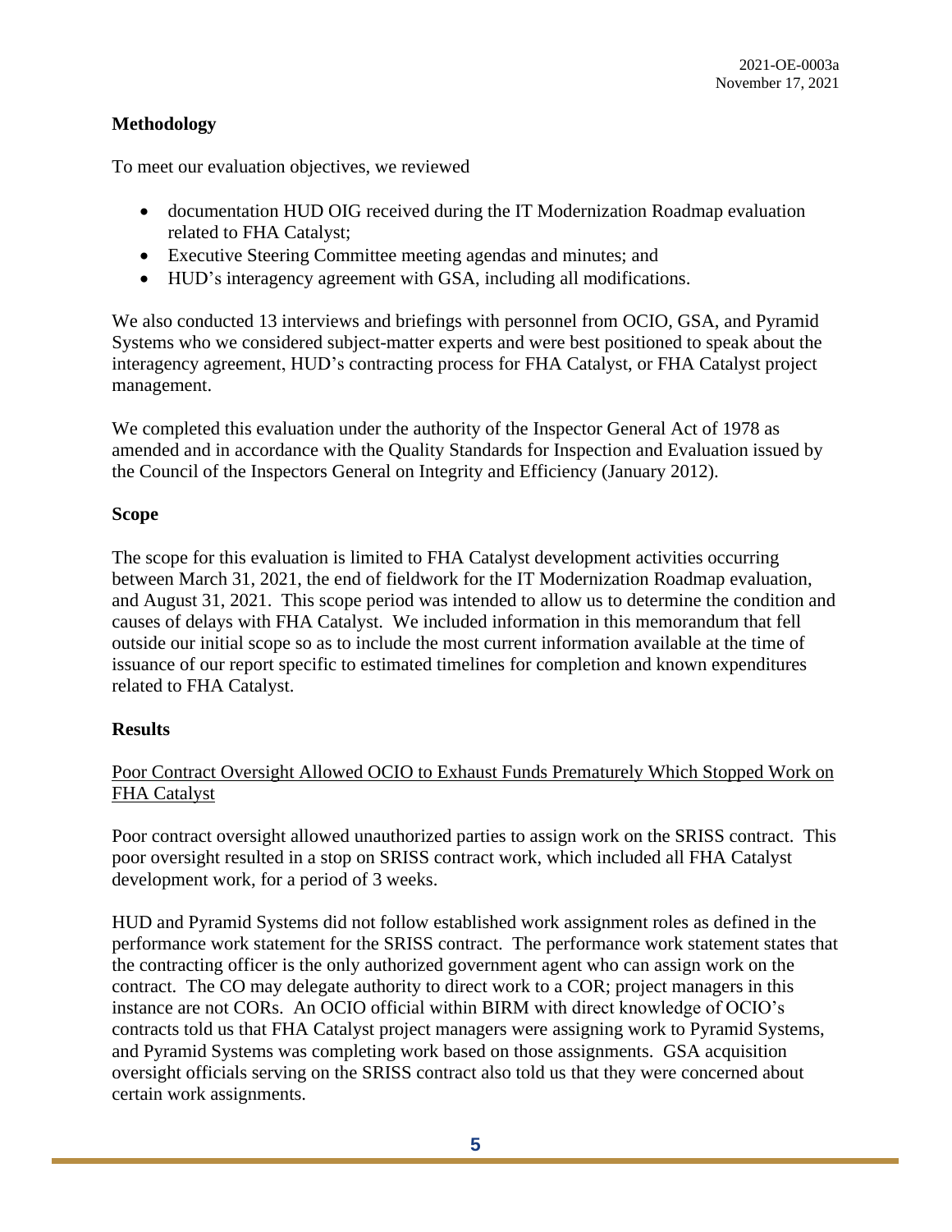**Methodology**

To meet our evaluation objectives, we reviewed

- documentation HUD OIG received during the IT Modernization Roadmap evaluation related to FHA Catalyst;
- Executive Steering Committee meeting agendas and minutes; and
- HUD's interagency agreement with GSA, including all modifications.

We also conducted 13 interviews and briefings with personnel from OCIO, GSA, and Pyramid Systems who we considered subject-matter experts and were best positioned to speak about the interagency agreement, HUD's contracting process for FHA Catalyst, or FHA Catalyst project management.

We completed this evaluation under the authority of the Inspector General Act of 1978 as amended and in accordance with the Quality Standards for Inspection and Evaluation issued by the Council of the Inspectors General on Integrity and Efficiency (January 2012).

**Scope**

The scope for this evaluation is limited to FHA Catalyst development activities occurring between March 31, 2021, the end of fieldwork for the IT Modernization Roadmap evaluation, and August 31, 2021. This scope period was intended to allow us to determine the condition and causes of delays with FHA Catalyst. We included information in this memorandum that fell outside our initial scope so as to include the most current information available at the time of issuance of our report specific to estimated timelines for completion and known expenditures related to FHA Catalyst.

**Results**

<u>Poor Contract Oversight Allowed OCIO to Exhaust Funds Prematurely Which Stopped Work on FHA Catalyst</u>

Poor contract oversight allowed unauthorized parties to assign work on the SRISS contract. This poor oversight resulted in a stop on SRISS contract work, which included all FHA Catalyst development work, for a period of 3 weeks.

HUD and Pyramid Systems did not follow established work assignment roles as defined in the performance work statement for the SRISS contract. The performance work statement states that the contracting officer is the only authorized government agent who can assign work on the contract. The CO may delegate authority to direct work to a COR; project managers in this instance are not CORs. An OCIO official within BIRM with direct knowledge of OCIO's contracts told us that FHA Catalyst project managers were assigning work to Pyramid Systems, and Pyramid Systems was completing work based on those assignments. GSA acquisition oversight officials serving on the SRISS contract also told us that they were concerned about certain work assignments.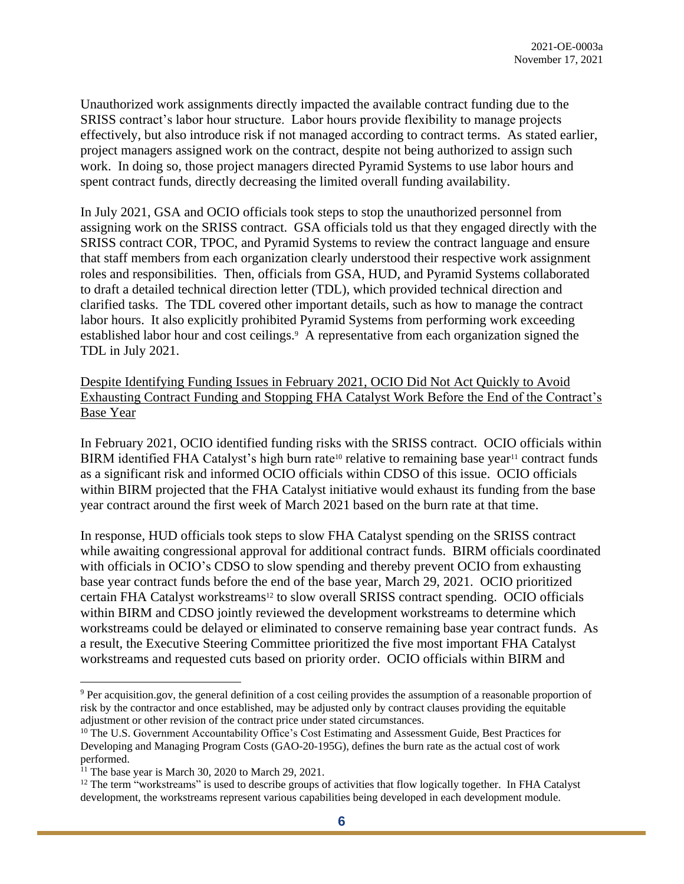Unauthorized work assignments directly impacted the available contract funding due to the SRISS contract's labor hour structure. Labor hours provide flexibility to manage projects effectively, but also introduce risk if not managed according to contract terms. As stated earlier, project managers assigned work on the contract, despite not being authorized to assign such work. In doing so, those project managers directed Pyramid Systems to use labor hours and spent contract funds, directly decreasing the limited overall funding availability.

In July 2021, GSA and OCIO officials took steps to stop the unauthorized personnel from assigning work on the SRISS contract. GSA officials told us that they engaged directly with the SRISS contract COR, TPOC, and Pyramid Systems to review the contract language and ensure that staff members from each organization clearly understood their respective work assignment roles and responsibilities. Then, officials from GSA, HUD, and Pyramid Systems collaborated to draft a detailed technical direction letter (TDL), which provided technical direction and clarified tasks. The TDL covered other important details, such as how to manage the contract labor hours. It also explicitly prohibited Pyramid Systems from performing work exceeding established labor hour and cost ceilings.[9] A representative from each organization signed the TDL in July 2021.

<u>Despite Identifying Funding Issues in February 2021, OCIO Did Not Act Quickly to Avoid Exhausting Contract Funding and Stopping FHA Catalyst Work Before the End of the Contract's Base Year</u>

In February 2021, OCIO identified funding risks with the SRISS contract. OCIO officials within BIRM identified FHA Catalyst's high burn rate[10] relative to remaining base year[11] contract funds as a significant risk and informed OCIO officials within CDSO of this issue. OCIO officials within BIRM projected that the FHA Catalyst initiative would exhaust its funding from the base year contract around the first week of March 2021 based on the burn rate at that time.

In response, HUD officials took steps to slow FHA Catalyst spending on the SRISS contract while awaiting congressional approval for additional contract funds. BIRM officials coordinated with officials in OCIO's CDSO to slow spending and thereby prevent OCIO from exhausting base year contract funds before the end of the base year, March 29, 2021. OCIO prioritized certain FHA Catalyst workstreams[12] to slow overall SRISS contract spending. OCIO officials within BIRM and CDSO jointly reviewed the development workstreams to determine which workstreams could be delayed or eliminated to conserve remaining base year contract funds. As a result, the Executive Steering Committee prioritized the five most important FHA Catalyst workstreams and requested cuts based on priority order. OCIO officials within BIRM and

---

[9] Per acquisition.gov, the general definition of a cost ceiling provides the assumption of a reasonable proportion of risk by the contractor and once established, may be adjusted only by contract clauses providing the equitable adjustment or other revision of the contract price under stated circumstances.

[10] The U.S. Government Accountability Office's Cost Estimating and Assessment Guide, Best Practices for Developing and Managing Program Costs (GAO-20-195G), defines the burn rate as the actual cost of work performed.

[11] The base year is March 30, 2020 to March 29, 2021.

[12] The term "workstreams" is used to describe groups of activities that flow logically together. In FHA Catalyst development, the workstreams represent various capabilities being developed in each development module.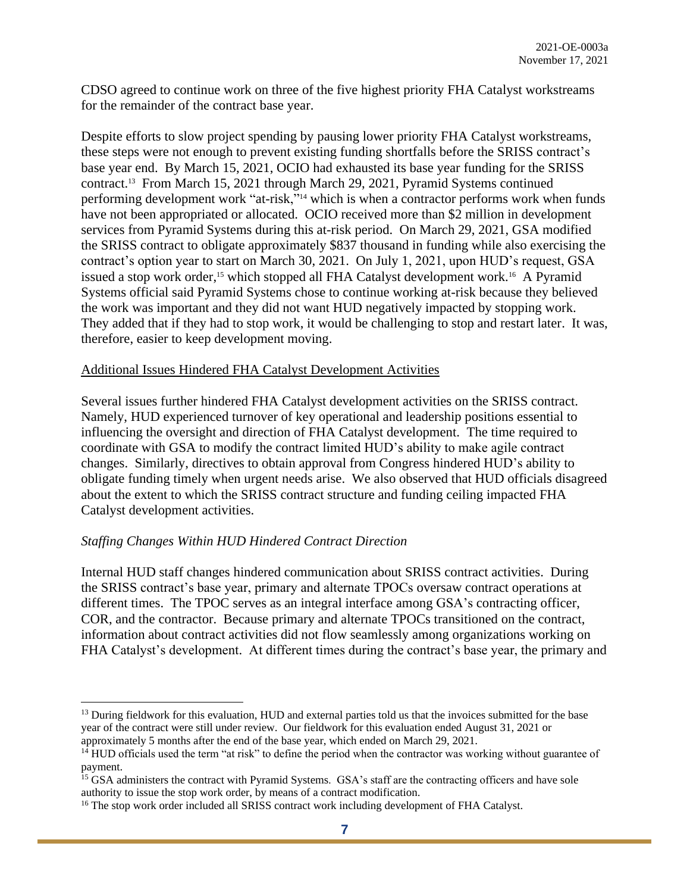CDSO agreed to continue work on three of the five highest priority FHA Catalyst workstreams for the remainder of the contract base year.

Despite efforts to slow project spending by pausing lower priority FHA Catalyst workstreams, these steps were not enough to prevent existing funding shortfalls before the SRISS contract's base year end. By March 15, 2021, OCIO had exhausted its base year funding for the SRISS contract.[13] From March 15, 2021 through March 29, 2021, Pyramid Systems continued performing development work "at-risk,"[14] which is when a contractor performs work when funds have not been appropriated or allocated. OCIO received more than $2 million in development services from Pyramid Systems during this at-risk period. On March 29, 2021, GSA modified the SRISS contract to obligate approximately $837 thousand in funding while also exercising the contract's option year to start on March 30, 2021. On July 1, 2021, upon HUD's request, GSA issued a stop work order,[15] which stopped all FHA Catalyst development work.[16] A Pyramid Systems official said Pyramid Systems chose to continue working at-risk because they believed the work was important and they did not want HUD negatively impacted by stopping work. They added that if they had to stop work, it would be challenging to stop and restart later. It was, therefore, easier to keep development moving.

<u>Additional Issues Hindered FHA Catalyst Development Activities</u>

Several issues further hindered FHA Catalyst development activities on the SRISS contract. Namely, HUD experienced turnover of key operational and leadership positions essential to influencing the oversight and direction of FHA Catalyst development. The time required to coordinate with GSA to modify the contract limited HUD's ability to make agile contract changes. Similarly, directives to obtain approval from Congress hindered HUD's ability to obligate funding timely when urgent needs arise. We also observed that HUD officials disagreed about the extent to which the SRISS contract structure and funding ceiling impacted FHA Catalyst development activities.

*Staffing Changes Within HUD Hindered Contract Direction*

Internal HUD staff changes hindered communication about SRISS contract activities. During the SRISS contract's base year, primary and alternate TPOCs oversaw contract operations at different times. The TPOC serves as an integral interface among GSA's contracting officer, COR, and the contractor. Because primary and alternate TPOCs transitioned on the contract, information about contract activities did not flow seamlessly among organizations working on FHA Catalyst's development. At different times during the contract's base year, the primary and

---

[13] During fieldwork for this evaluation, HUD and external parties told us that the invoices submitted for the base year of the contract were still under review. Our fieldwork for this evaluation ended August 31, 2021 or approximately 5 months after the end of the base year, which ended on March 29, 2021.

[14] HUD officials used the term "at risk" to define the period when the contractor was working without guarantee of payment.

[15] GSA administers the contract with Pyramid Systems. GSA's staff are the contracting officers and have sole authority to issue the stop work order, by means of a contract modification.

[16] The stop work order included all SRISS contract work including development of FHA Catalyst.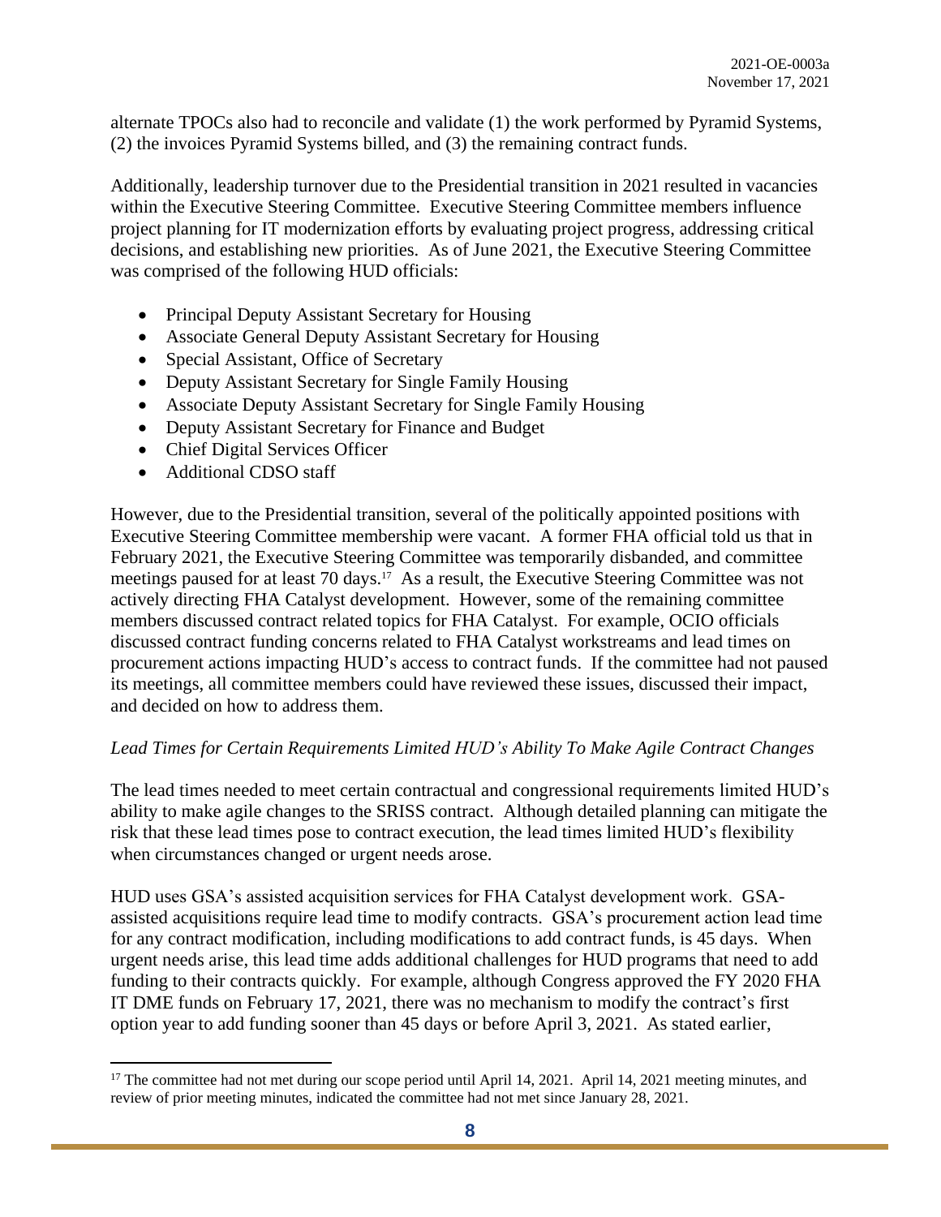alternate TPOCs also had to reconcile and validate (1) the work performed by Pyramid Systems, (2) the invoices Pyramid Systems billed, and (3) the remaining contract funds.

Additionally, leadership turnover due to the Presidential transition in 2021 resulted in vacancies within the Executive Steering Committee. Executive Steering Committee members influence project planning for IT modernization efforts by evaluating project progress, addressing critical decisions, and establishing new priorities. As of June 2021, the Executive Steering Committee was comprised of the following HUD officials:

- Principal Deputy Assistant Secretary for Housing
- Associate General Deputy Assistant Secretary for Housing
- Special Assistant, Office of Secretary
- Deputy Assistant Secretary for Single Family Housing
- Associate Deputy Assistant Secretary for Single Family Housing
- Deputy Assistant Secretary for Finance and Budget
- Chief Digital Services Officer
- Additional CDSO staff

However, due to the Presidential transition, several of the politically appointed positions with Executive Steering Committee membership were vacant. A former FHA official told us that in February 2021, the Executive Steering Committee was temporarily disbanded, and committee meetings paused for at least 70 days.[17] As a result, the Executive Steering Committee was not actively directing FHA Catalyst development. However, some of the remaining committee members discussed contract related topics for FHA Catalyst. For example, OCIO officials discussed contract funding concerns related to FHA Catalyst workstreams and lead times on procurement actions impacting HUD's access to contract funds. If the committee had not paused its meetings, all committee members could have reviewed these issues, discussed their impact, and decided on how to address them.

*Lead Times for Certain Requirements Limited HUD's Ability To Make Agile Contract Changes*

The lead times needed to meet certain contractual and congressional requirements limited HUD's ability to make agile changes to the SRISS contract. Although detailed planning can mitigate the risk that these lead times pose to contract execution, the lead times limited HUD's flexibility when circumstances changed or urgent needs arose.

HUD uses GSA's assisted acquisition services for FHA Catalyst development work. GSA-assisted acquisitions require lead time to modify contracts. GSA's procurement action lead time for any contract modification, including modifications to add contract funds, is 45 days. When urgent needs arise, this lead time adds additional challenges for HUD programs that need to add funding to their contracts quickly. For example, although Congress approved the FY 2020 FHA IT DME funds on February 17, 2021, there was no mechanism to modify the contract's first option year to add funding sooner than 45 days or before April 3, 2021. As stated earlier,

[17] The committee had not met during our scope period until April 14, 2021. April 14, 2021 meeting minutes, and review of prior meeting minutes, indicated the committee had not met since January 28, 2021.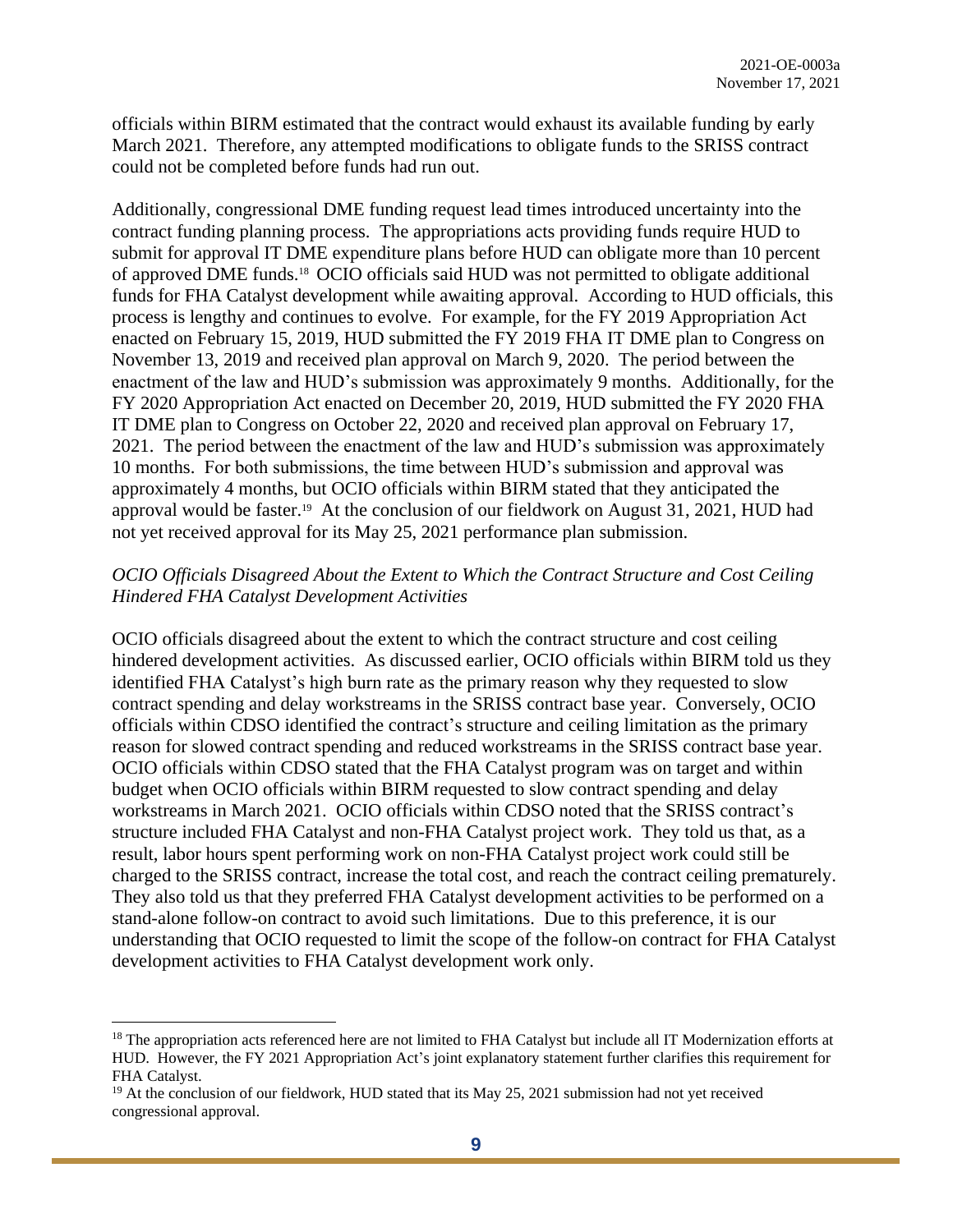officials within BIRM estimated that the contract would exhaust its available funding by early March 2021. Therefore, any attempted modifications to obligate funds to the SRISS contract could not be completed before funds had run out.

Additionally, congressional DME funding request lead times introduced uncertainty into the contract funding planning process. The appropriations acts providing funds require HUD to submit for approval IT DME expenditure plans before HUD can obligate more than 10 percent of approved DME funds.[18] OCIO officials said HUD was not permitted to obligate additional funds for FHA Catalyst development while awaiting approval. According to HUD officials, this process is lengthy and continues to evolve. For example, for the FY 2019 Appropriation Act enacted on February 15, 2019, HUD submitted the FY 2019 FHA IT DME plan to Congress on November 13, 2019 and received plan approval on March 9, 2020. The period between the enactment of the law and HUD's submission was approximately 9 months. Additionally, for the FY 2020 Appropriation Act enacted on December 20, 2019, HUD submitted the FY 2020 FHA IT DME plan to Congress on October 22, 2020 and received plan approval on February 17, 2021. The period between the enactment of the law and HUD's submission was approximately 10 months. For both submissions, the time between HUD's submission and approval was approximately 4 months, but OCIO officials within BIRM stated that they anticipated the approval would be faster.[19] At the conclusion of our fieldwork on August 31, 2021, HUD had not yet received approval for its May 25, 2021 performance plan submission.

### *OCIO Officials Disagreed About the Extent to Which the Contract Structure and Cost Ceiling Hindered FHA Catalyst Development Activities*

OCIO officials disagreed about the extent to which the contract structure and cost ceiling hindered development activities. As discussed earlier, OCIO officials within BIRM told us they identified FHA Catalyst's high burn rate as the primary reason why they requested to slow contract spending and delay workstreams in the SRISS contract base year. Conversely, OCIO officials within CDSO identified the contract's structure and ceiling limitation as the primary reason for slowed contract spending and reduced workstreams in the SRISS contract base year. OCIO officials within CDSO stated that the FHA Catalyst program was on target and within budget when OCIO officials within BIRM requested to slow contract spending and delay workstreams in March 2021. OCIO officials within CDSO noted that the SRISS contract's structure included FHA Catalyst and non-FHA Catalyst project work. They told us that, as a result, labor hours spent performing work on non-FHA Catalyst project work could still be charged to the SRISS contract, increase the total cost, and reach the contract ceiling prematurely. They also told us that they preferred FHA Catalyst development activities to be performed on a stand-alone follow-on contract to avoid such limitations. Due to this preference, it is our understanding that OCIO requested to limit the scope of the follow-on contract for FHA Catalyst development activities to FHA Catalyst development work only.

---

[18] The appropriation acts referenced here are not limited to FHA Catalyst but include all IT Modernization efforts at HUD. However, the FY 2021 Appropriation Act's joint explanatory statement further clarifies this requirement for FHA Catalyst.

[19] At the conclusion of our fieldwork, HUD stated that its May 25, 2021 submission had not yet received congressional approval.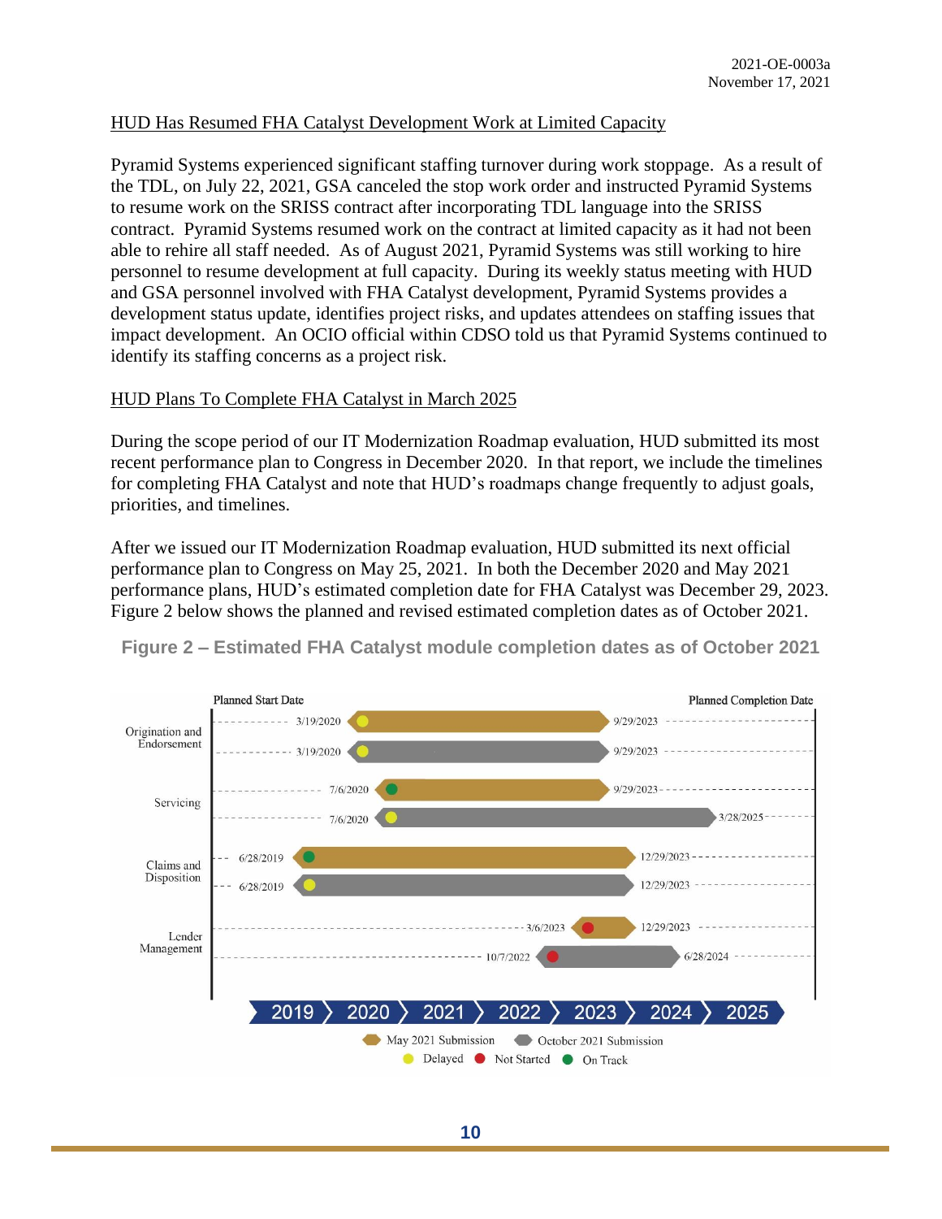## HUD Has Resumed FHA Catalyst Development Work at Limited Capacity

Pyramid Systems experienced significant staffing turnover during work stoppage. As a result of the TDL, on July 22, 2021, GSA canceled the stop work order and instructed Pyramid Systems to resume work on the SRISS contract after incorporating TDL language into the SRISS contract. Pyramid Systems resumed work on the contract at limited capacity as it had not been able to rehire all staff needed. As of August 2021, Pyramid Systems was still working to hire personnel to resume development at full capacity. During its weekly status meeting with HUD and GSA personnel involved with FHA Catalyst development, Pyramid Systems provides a development status update, identifies project risks, and updates attendees on staffing issues that impact development. An OCIO official within CDSO told us that Pyramid Systems continued to identify its staffing concerns as a project risk.

## HUD Plans To Complete FHA Catalyst in March 2025

During the scope period of our IT Modernization Roadmap evaluation, HUD submitted its most recent performance plan to Congress in December 2020. In that report, we include the timelines for completing FHA Catalyst and note that HUD's roadmaps change frequently to adjust goals, priorities, and timelines.

After we issued our IT Modernization Roadmap evaluation, HUD submitted its next official performance plan to Congress on May 25, 2021. In both the December 2020 and May 2021 performance plans, HUD's estimated completion date for FHA Catalyst was December 29, 2023. Figure 2 below shows the planned and revised estimated completion dates as of October 2021.

**Figure 2 – Estimated FHA Catalyst module completion dates as of October 2021**

| Module | Submission | Planned Start Date | Planned Completion Date | Status |
|---|---|---|---|---|
| Origination and Endorsement | May 2021 Submission | 3/19/2020 | 9/29/2023 | Delayed |
| | October 2021 Submission | 3/19/2020 | 9/29/2023 | Delayed |
| Servicing | May 2021 Submission | 7/6/2020 | 9/29/2023 | On Track |
| | October 2021 Submission | 7/6/2020 | 3/28/2025 | Delayed |
| Claims and Disposition | May 2021 Submission | 6/28/2019 | 12/29/2023 | On Track |
| | October 2021 Submission | 6/28/2019 | 12/29/2023 | Delayed |
| Lender Management | May 2021 Submission | 3/6/2023 | 12/29/2023 | Not Started |
| | October 2021 Submission | 10/7/2022 | 6/28/2024 | Not Started |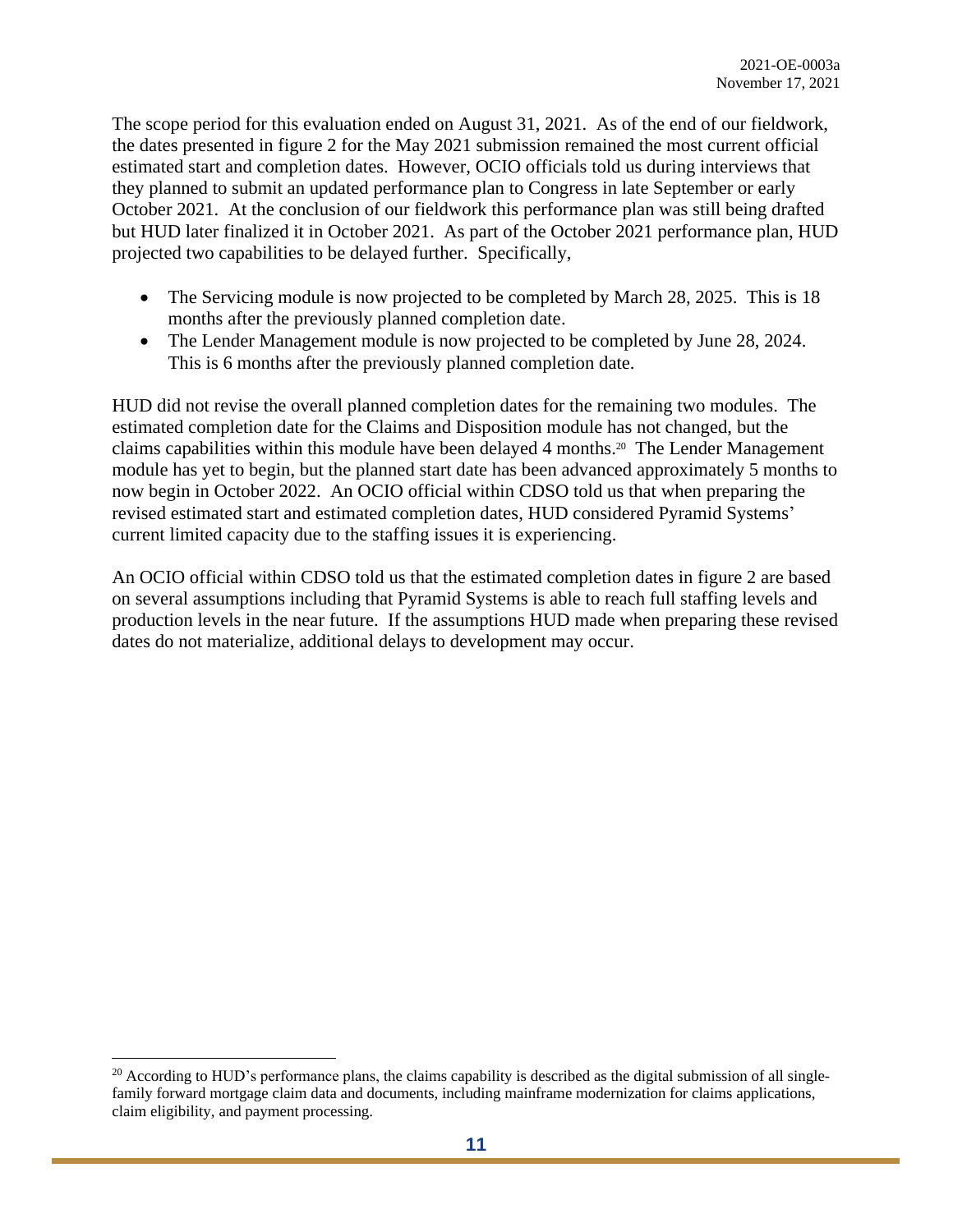The scope period for this evaluation ended on August 31, 2021. As of the end of our fieldwork, the dates presented in figure 2 for the May 2021 submission remained the most current official estimated start and completion dates. However, OCIO officials told us during interviews that they planned to submit an updated performance plan to Congress in late September or early October 2021. At the conclusion of our fieldwork this performance plan was still being drafted but HUD later finalized it in October 2021. As part of the October 2021 performance plan, HUD projected two capabilities to be delayed further. Specifically,

- The Servicing module is now projected to be completed by March 28, 2025. This is 18 months after the previously planned completion date.
- The Lender Management module is now projected to be completed by June 28, 2024. This is 6 months after the previously planned completion date.

HUD did not revise the overall planned completion dates for the remaining two modules. The estimated completion date for the Claims and Disposition module has not changed, but the claims capabilities within this module have been delayed 4 months.[20] The Lender Management module has yet to begin, but the planned start date has been advanced approximately 5 months to now begin in October 2022. An OCIO official within CDSO told us that when preparing the revised estimated start and estimated completion dates, HUD considered Pyramid Systems' current limited capacity due to the staffing issues it is experiencing.

An OCIO official within CDSO told us that the estimated completion dates in figure 2 are based on several assumptions including that Pyramid Systems is able to reach full staffing levels and production levels in the near future. If the assumptions HUD made when preparing these revised dates do not materialize, additional delays to development may occur.

[20] According to HUD's performance plans, the claims capability is described as the digital submission of all single-family forward mortgage claim data and documents, including mainframe modernization for claims applications, claim eligibility, and payment processing.